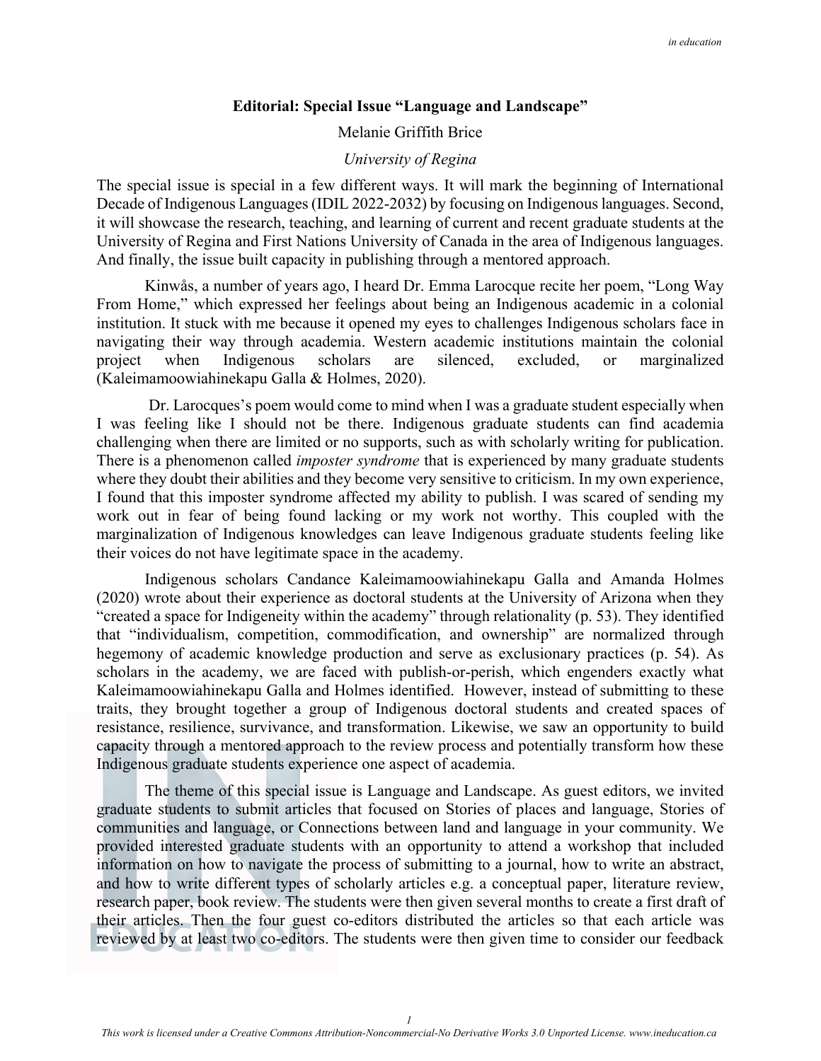# Editorial: Special Issue "Language and Landscape"

Melanie Griffith Brice

*University of Regina*

The special issue is special in a few different ways. It will mark the beginning of International Decade of Indigenous Languages (IDIL 2022-2032) by focusing on Indigenous languages. Second, it will showcase the research, teaching, and learning of current and recent graduate students at the University of Regina and First Nations University of Canada in the area of Indigenous languages. And finally, the issue built capacity in publishing through a mentored approach.

Kinwås, a number of years ago, I heard Dr. Emma Larocque recite her poem, "Long Way From Home," which expressed her feelings about being an Indigenous academic in a colonial institution. It stuck with me because it opened my eyes to challenges Indigenous scholars face in navigating their way through academia. Western academic institutions maintain the colonial project when Indigenous scholars are silenced, excluded, or marginalized (Kaleimamoowiahinekapu Galla & Holmes, 2020).

Dr. Larocques's poem would come to mind when I was a graduate student especially when I was feeling like I should not be there. Indigenous graduate students can find academia challenging when there are limited or no supports, such as with scholarly writing for publication. There is a phenomenon called *imposter syndrome* that is experienced by many graduate students where they doubt their abilities and they become very sensitive to criticism. In my own experience, I found that this imposter syndrome affected my ability to publish. I was scared of sending my work out in fear of being found lacking or my work not worthy. This coupled with the marginalization of Indigenous knowledges can leave Indigenous graduate students feeling like their voices do not have legitimate space in the academy.

Indigenous scholars Candance Kaleimamoowiahinekapu Galla and Amanda Holmes (2020) wrote about their experience as doctoral students at the University of Arizona when they "created a space for Indigeneity within the academy" through relationality (p. 53). They identified that "individualism, competition, commodification, and ownership" are normalized through hegemony of academic knowledge production and serve as exclusionary practices (p. 54). As scholars in the academy, we are faced with publish-or-perish, which engenders exactly what Kaleimamoowiahinekapu Galla and Holmes identified. However, instead of submitting to these traits, they brought together a group of Indigenous doctoral students and created spaces of resistance, resilience, survivance, and transformation. Likewise, we saw an opportunity to build capacity through a mentored approach to the review process and potentially transform how these Indigenous graduate students experience one aspect of academia.

The theme of this special issue is Language and Landscape. As guest editors, we invited graduate students to submit articles that focused on Stories of places and language, Stories of communities and language, or Connections between land and language in your community. We provided interested graduate students with an opportunity to attend a workshop that included information on how to navigate the process of submitting to a journal, how to write an abstract, and how to write different types of scholarly articles e.g. a conceptual paper, literature review, research paper, book review. The students were then given several months to create a first draft of their articles. Then the four guest co-editors distributed the articles so that each article was reviewed by at least two co-editors. The students were then given time to consider our feedback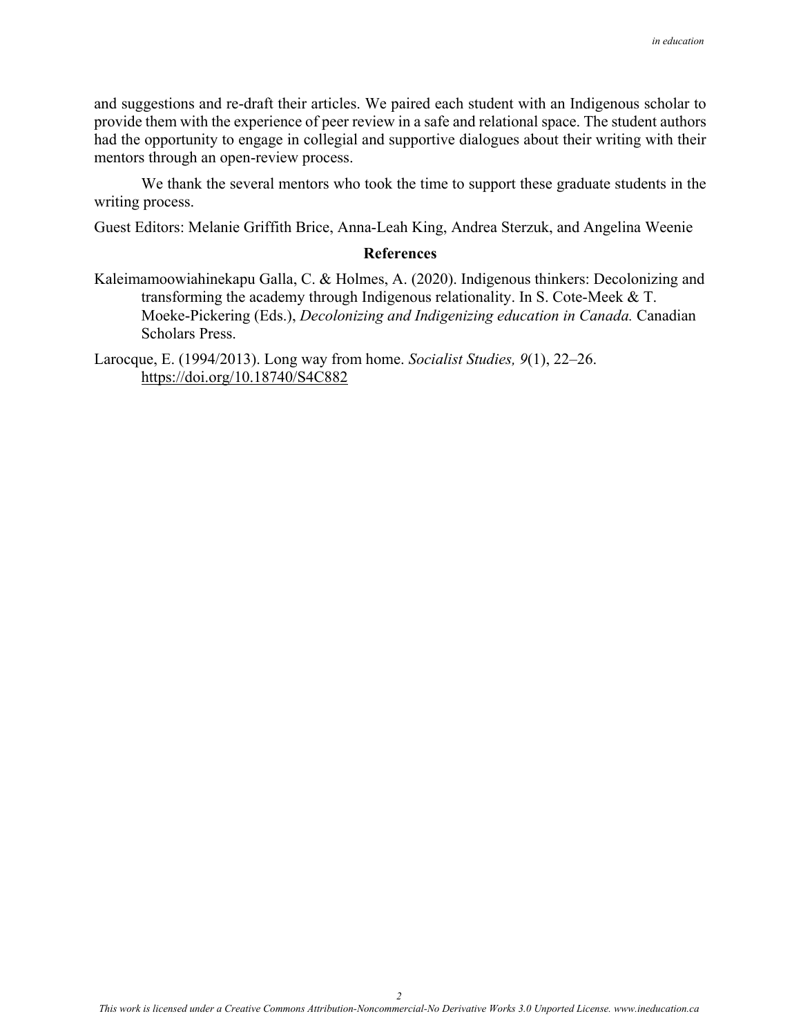and suggestions and re-draft their articles. We paired each student with an Indigenous scholar to provide them with the experience of peer review in a safe and relational space. The student authors had the opportunity to engage in collegial and supportive dialogues about their writing with their mentors through an open-review process.

We thank the several mentors who took the time to support these graduate students in the writing process.

Guest Editors: Melanie Griffith Brice, Anna-Leah King, Andrea Sterzuk, and Angelina Weenie

## References

Kaleimamoowiahinekapu Galla, C. & Holmes, A. (2020). Indigenous thinkers: Decolonizing and transforming the academy through Indigenous relationality. In S. Cote-Meek & T. Moeke-Pickering (Eds.), *Decolonizing and Indigenizing education in Canada.* Canadian Scholars Press.

Larocque, E. (1994/2013). Long way from home. *Socialist Studies, 9*(1), 22–26. https://doi.org/10.18740/S4C882